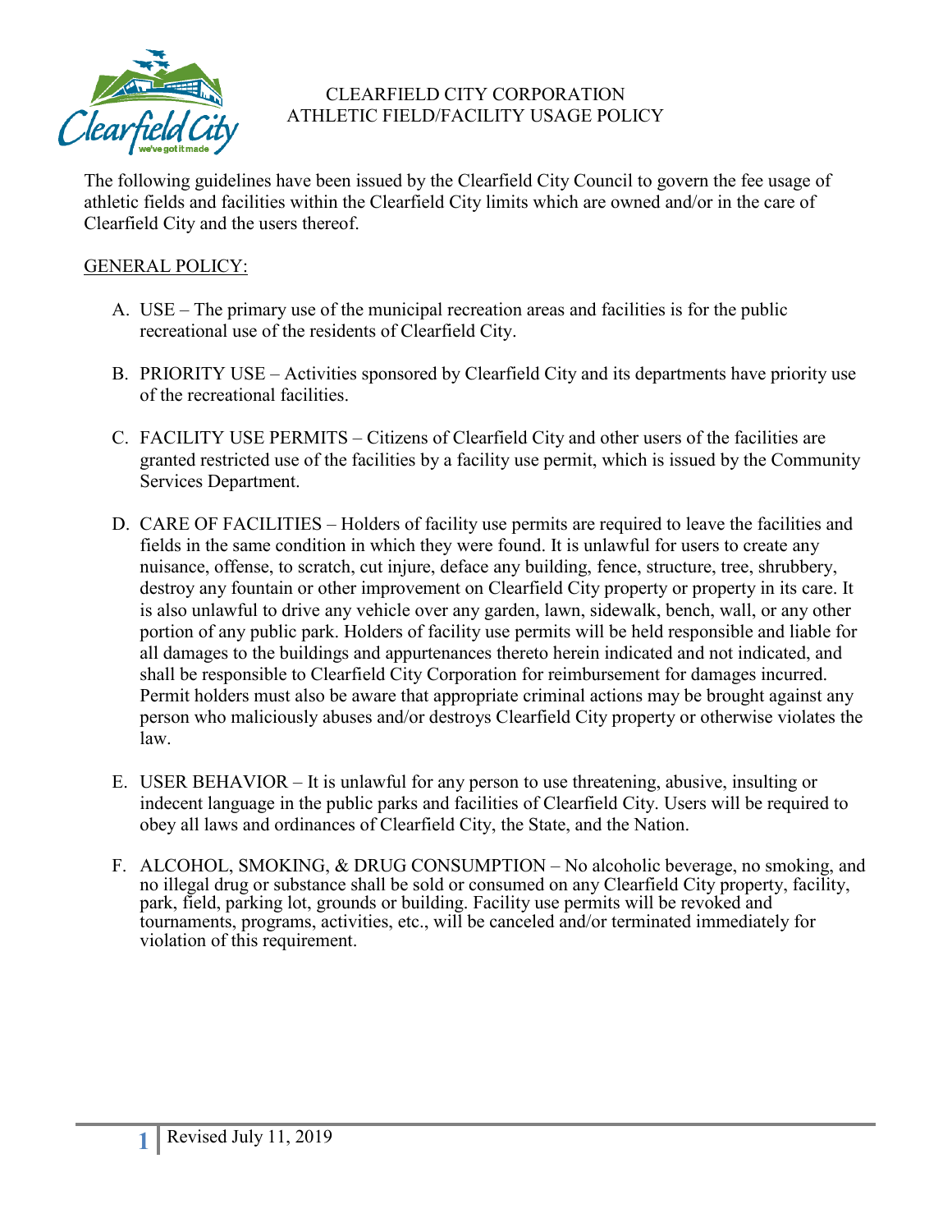# CLEARFIELD CITY CORPORATION
## ATHLETIC FIELD/FACILITY USAGE POLICY

The following guidelines have been issued by the Clearfield City Council to govern the fee usage of athletic fields and facilities within the Clearfield City limits which are owned and/or in the care of Clearfield City and the users thereof.

GENERAL POLICY:

A. USE – The primary use of the municipal recreation areas and facilities is for the public recreational use of the residents of Clearfield City.

B. PRIORITY USE – Activities sponsored by Clearfield City and its departments have priority use of the recreational facilities.

C. FACILITY USE PERMITS – Citizens of Clearfield City and other users of the facilities are granted restricted use of the facilities by a facility use permit, which is issued by the Community Services Department.

D. CARE OF FACILITIES – Holders of facility use permits are required to leave the facilities and fields in the same condition in which they were found. It is unlawful for users to create any nuisance, offense, to scratch, cut injure, deface any building, fence, structure, tree, shrubbery, destroy any fountain or other improvement on Clearfield City property or property in its care. It is also unlawful to drive any vehicle over any garden, lawn, sidewalk, bench, wall, or any other portion of any public park. Holders of facility use permits will be held responsible and liable for all damages to the buildings and appurtenances thereto herein indicated and not indicated, and shall be responsible to Clearfield City Corporation for reimbursement for damages incurred. Permit holders must also be aware that appropriate criminal actions may be brought against any person who maliciously abuses and/or destroys Clearfield City property or otherwise violates the law.

E. USER BEHAVIOR – It is unlawful for any person to use threatening, abusive, insulting or indecent language in the public parks and facilities of Clearfield City. Users will be required to obey all laws and ordinances of Clearfield City, the State, and the Nation.

F. ALCOHOL, SMOKING, & DRUG CONSUMPTION – No alcoholic beverage, no smoking, and no illegal drug or substance shall be sold or consumed on any Clearfield City property, facility, park, field, parking lot, grounds or building. Facility use permits will be revoked and tournaments, programs, activities, etc., will be canceled and/or terminated immediately for violation of this requirement.

Revised July 11, 2019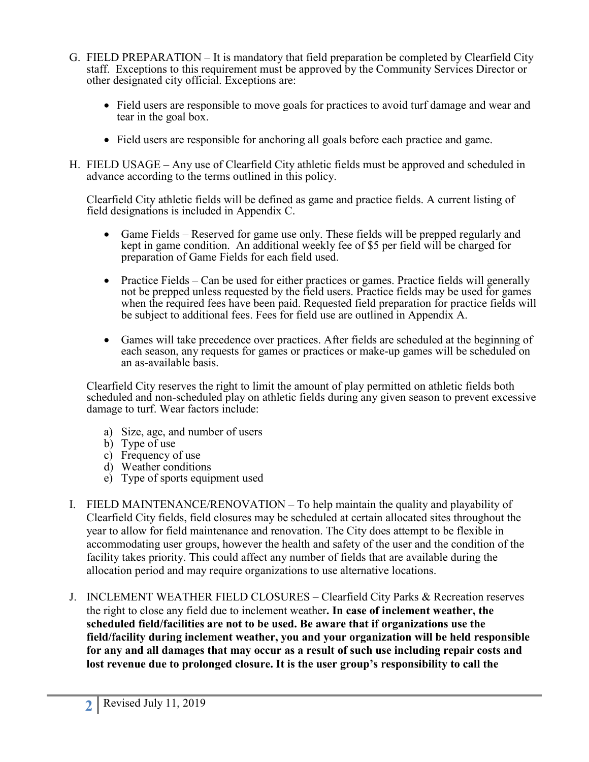G. FIELD PREPARATION – It is mandatory that field preparation be completed by Clearfield City staff. Exceptions to this requirement must be approved by the Community Services Director or other designated city official. Exceptions are:

- Field users are responsible to move goals for practices to avoid turf damage and wear and tear in the goal box.
- Field users are responsible for anchoring all goals before each practice and game.

H. FIELD USAGE – Any use of Clearfield City athletic fields must be approved and scheduled in advance according to the terms outlined in this policy.

Clearfield City athletic fields will be defined as game and practice fields. A current listing of field designations is included in Appendix C.

- Game Fields – Reserved for game use only. These fields will be prepped regularly and kept in game condition. An additional weekly fee of $5 per field will be charged for preparation of Game Fields for each field used.
- Practice Fields – Can be used for either practices or games. Practice fields will generally not be prepped unless requested by the field users. Practice fields may be used for games when the required fees have been paid. Requested field preparation for practice fields will be subject to additional fees. Fees for field use are outlined in Appendix A.
- Games will take precedence over practices. After fields are scheduled at the beginning of each season, any requests for games or practices or make-up games will be scheduled on an as-available basis.

Clearfield City reserves the right to limit the amount of play permitted on athletic fields both scheduled and non-scheduled play on athletic fields during any given season to prevent excessive damage to turf. Wear factors include:

a) Size, age, and number of users
b) Type of use
c) Frequency of use
d) Weather conditions
e) Type of sports equipment used

I. FIELD MAINTENANCE/RENOVATION – To help maintain the quality and playability of Clearfield City fields, field closures may be scheduled at certain allocated sites throughout the year to allow for field maintenance and renovation. The City does attempt to be flexible in accommodating user groups, however the health and safety of the user and the condition of the facility takes priority. This could affect any number of fields that are available during the allocation period and may require organizations to use alternative locations.

J. INCLEMENT WEATHER FIELD CLOSURES – Clearfield City Parks & Recreation reserves the right to close any field due to inclement weather**. In case of inclement weather, the scheduled field/facilities are not to be used. Be aware that if organizations use the field/facility during inclement weather, you and your organization will be held responsible for any and all damages that may occur as a result of such use including repair costs and lost revenue due to prolonged closure. It is the user group's responsibility to call the**

Revised July 11, 2019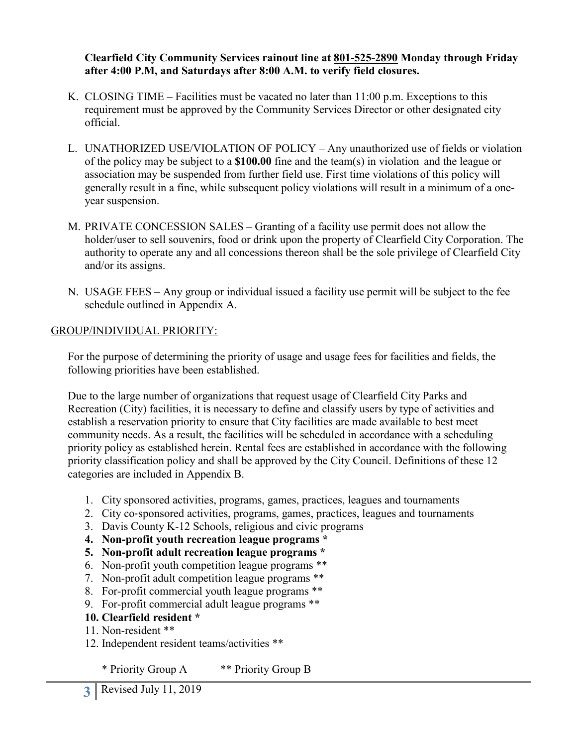**Clearfield City Community Services rainout line at 801-525-2890 Monday through Friday after 4:00 P.M, and Saturdays after 8:00 A.M. to verify field closures.**

K. CLOSING TIME – Facilities must be vacated no later than 11:00 p.m. Exceptions to this requirement must be approved by the Community Services Director or other designated city official.

L. UNATHORIZED USE/VIOLATION OF POLICY – Any unauthorized use of fields or violation of the policy may be subject to a **$100.00** fine and the team(s) in violation and the league or association may be suspended from further field use. First time violations of this policy will generally result in a fine, while subsequent policy violations will result in a minimum of a one-year suspension.

M. PRIVATE CONCESSION SALES – Granting of a facility use permit does not allow the holder/user to sell souvenirs, food or drink upon the property of Clearfield City Corporation. The authority to operate any and all concessions thereon shall be the sole privilege of Clearfield City and/or its assigns.

N. USAGE FEES – Any group or individual issued a facility use permit will be subject to the fee schedule outlined in Appendix A.

GROUP/INDIVIDUAL PRIORITY:

For the purpose of determining the priority of usage and usage fees for facilities and fields, the following priorities have been established.

Due to the large number of organizations that request usage of Clearfield City Parks and Recreation (City) facilities, it is necessary to define and classify users by type of activities and establish a reservation priority to ensure that City facilities are made available to best meet community needs. As a result, the facilities will be scheduled in accordance with a scheduling priority policy as established herein. Rental fees are established in accordance with the following priority classification policy and shall be approved by the City Council. Definitions of these 12 categories are included in Appendix B.

1. City sponsored activities, programs, games, practices, leagues and tournaments
2. City co-sponsored activities, programs, games, practices, leagues and tournaments
3. Davis County K-12 Schools, religious and civic programs
4. **Non-profit youth recreation league programs ***
5. **Non-profit adult recreation league programs ***
6. Non-profit youth competition league programs **
7. Non-profit adult competition league programs **
8. For-profit commercial youth league programs **
9. For-profit commercial adult league programs **
10. **Clearfield resident ***
11. Non-resident **
12. Independent resident teams/activities **

\* Priority Group A ** Priority Group B

Revised July 11, 2019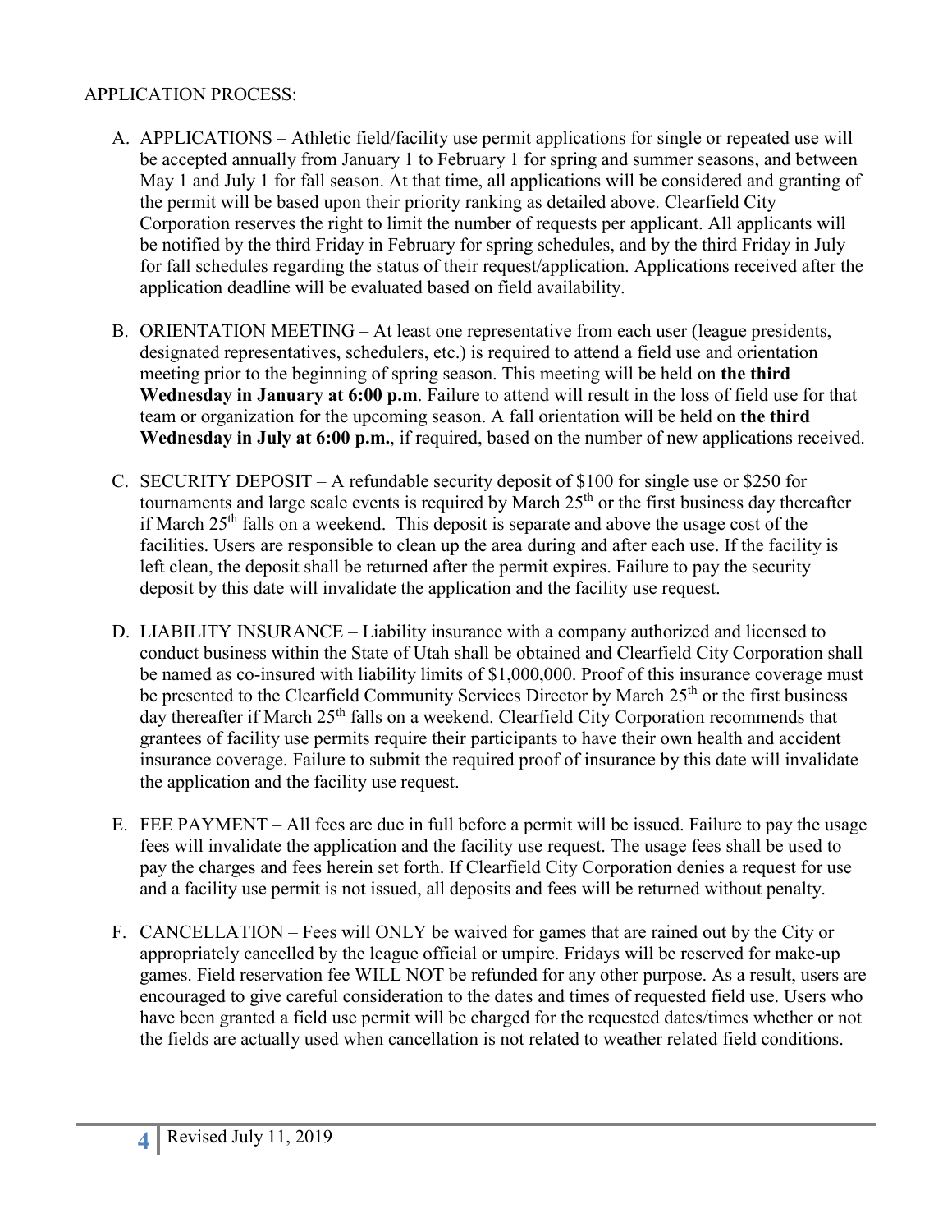APPLICATION PROCESS:

A. APPLICATIONS – Athletic field/facility use permit applications for single or repeated use will be accepted annually from January 1 to February 1 for spring and summer seasons, and between May 1 and July 1 for fall season. At that time, all applications will be considered and granting of the permit will be based upon their priority ranking as detailed above. Clearfield City Corporation reserves the right to limit the number of requests per applicant. All applicants will be notified by the third Friday in February for spring schedules, and by the third Friday in July for fall schedules regarding the status of their request/application. Applications received after the application deadline will be evaluated based on field availability.

B. ORIENTATION MEETING – At least one representative from each user (league presidents, designated representatives, schedulers, etc.) is required to attend a field use and orientation meeting prior to the beginning of spring season. This meeting will be held on **the third Wednesday in January at 6:00 p.m**. Failure to attend will result in the loss of field use for that team or organization for the upcoming season. A fall orientation will be held on **the third Wednesday in July at 6:00 p.m.**, if required, based on the number of new applications received.

C. SECURITY DEPOSIT – A refundable security deposit of $100 for single use or $250 for tournaments and large scale events is required by March 25th or the first business day thereafter if March 25th falls on a weekend. This deposit is separate and above the usage cost of the facilities. Users are responsible to clean up the area during and after each use. If the facility is left clean, the deposit shall be returned after the permit expires. Failure to pay the security deposit by this date will invalidate the application and the facility use request.

D. LIABILITY INSURANCE – Liability insurance with a company authorized and licensed to conduct business within the State of Utah shall be obtained and Clearfield City Corporation shall be named as co-insured with liability limits of $1,000,000. Proof of this insurance coverage must be presented to the Clearfield Community Services Director by March 25th or the first business day thereafter if March 25th falls on a weekend. Clearfield City Corporation recommends that grantees of facility use permits require their participants to have their own health and accident insurance coverage. Failure to submit the required proof of insurance by this date will invalidate the application and the facility use request.

E. FEE PAYMENT – All fees are due in full before a permit will be issued. Failure to pay the usage fees will invalidate the application and the facility use request. The usage fees shall be used to pay the charges and fees herein set forth. If Clearfield City Corporation denies a request for use and a facility use permit is not issued, all deposits and fees will be returned without penalty.

F. CANCELLATION – Fees will ONLY be waived for games that are rained out by the City or appropriately cancelled by the league official or umpire. Fridays will be reserved for make-up games. Field reservation fee WILL NOT be refunded for any other purpose. As a result, users are encouraged to give careful consideration to the dates and times of requested field use. Users who have been granted a field use permit will be charged for the requested dates/times whether or not the fields are actually used when cancellation is not related to weather related field conditions.

Revised July 11, 2019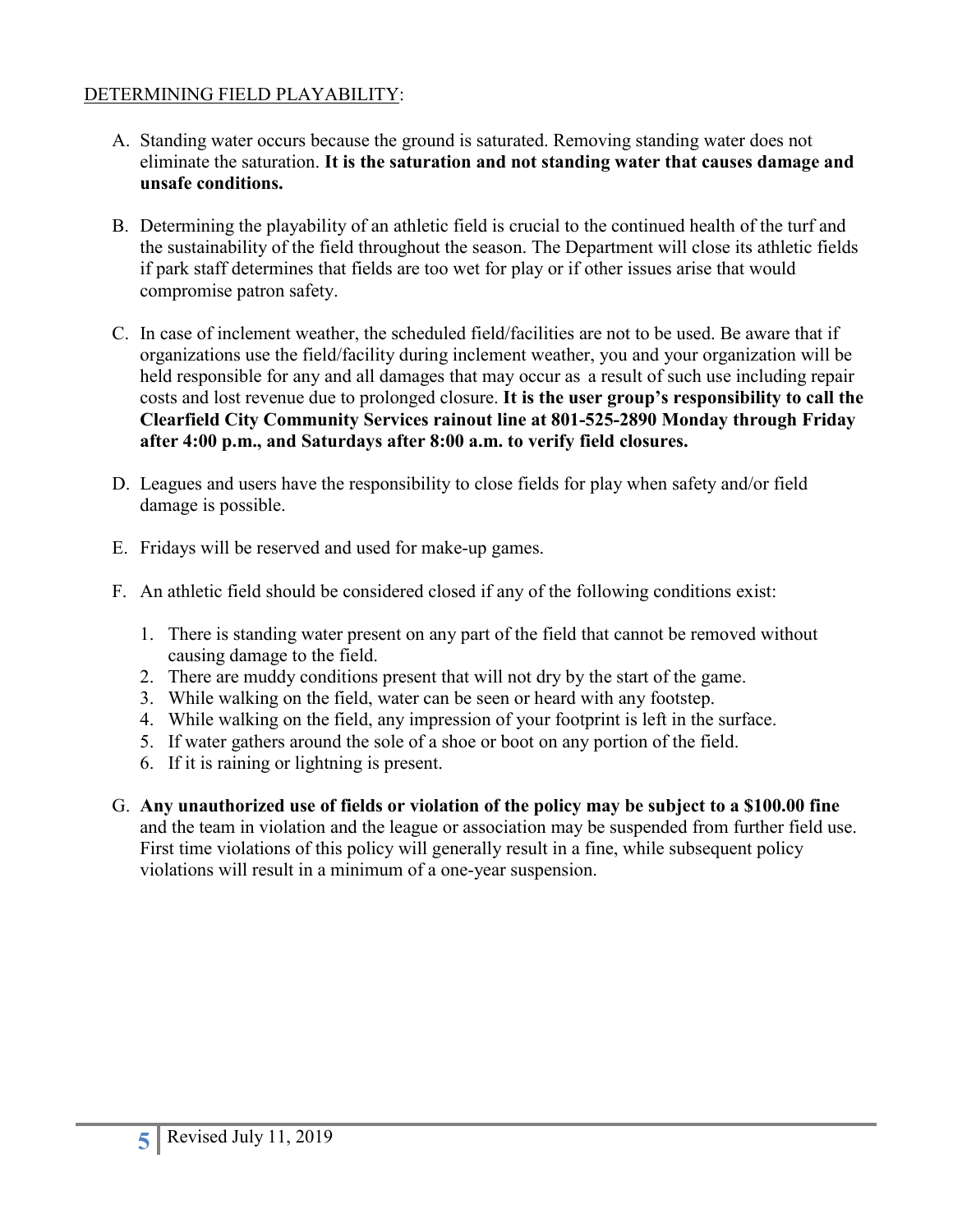DETERMINING FIELD PLAYABILITY:

A. Standing water occurs because the ground is saturated. Removing standing water does not eliminate the saturation. **It is the saturation and not standing water that causes damage and unsafe conditions.**

B. Determining the playability of an athletic field is crucial to the continued health of the turf and the sustainability of the field throughout the season. The Department will close its athletic fields if park staff determines that fields are too wet for play or if other issues arise that would compromise patron safety.

C. In case of inclement weather, the scheduled field/facilities are not to be used. Be aware that if organizations use the field/facility during inclement weather, you and your organization will be held responsible for any and all damages that may occur as a result of such use including repair costs and lost revenue due to prolonged closure. **It is the user group's responsibility to call the Clearfield City Community Services rainout line at 801-525-2890 Monday through Friday after 4:00 p.m., and Saturdays after 8:00 a.m. to verify field closures.**

D. Leagues and users have the responsibility to close fields for play when safety and/or field damage is possible.

E. Fridays will be reserved and used for make-up games.

F. An athletic field should be considered closed if any of the following conditions exist:

   1. There is standing water present on any part of the field that cannot be removed without causing damage to the field.
   2. There are muddy conditions present that will not dry by the start of the game.
   3. While walking on the field, water can be seen or heard with any footstep.
   4. While walking on the field, any impression of your footprint is left in the surface.
   5. If water gathers around the sole of a shoe or boot on any portion of the field.
   6. If it is raining or lightning is present.

G. **Any unauthorized use of fields or violation of the policy may be subject to a $100.00 fine** and the team in violation and the league or association may be suspended from further field use. First time violations of this policy will generally result in a fine, while subsequent policy violations will result in a minimum of a one-year suspension.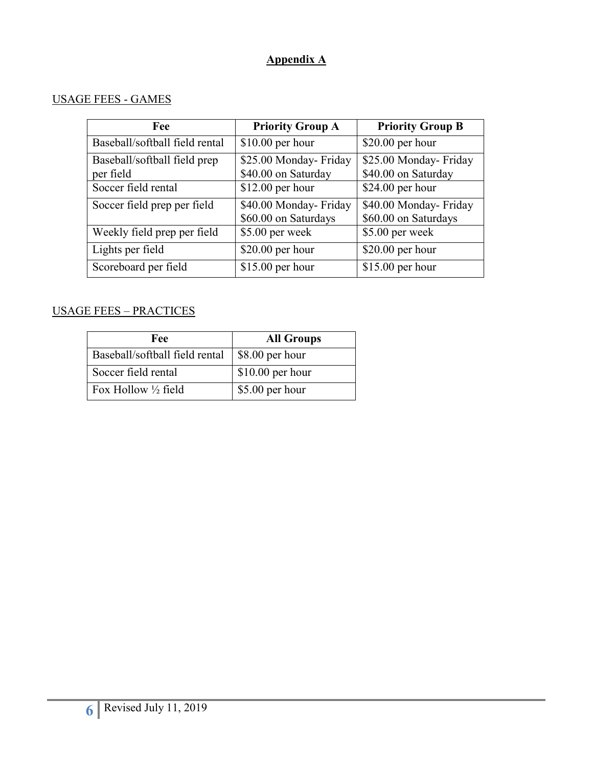# Appendix A

USAGE FEES - GAMES

| Fee | Priority Group A | Priority Group B |
|---|---|---|
| Baseball/softball field rental | $10.00 per hour | $20.00 per hour |
| Baseball/softball field prep per field | $25.00 Monday- Friday<br>$40.00 on Saturday | $25.00 Monday- Friday<br>$40.00 on Saturday |
| Soccer field rental | $12.00 per hour | $24.00 per hour |
| Soccer field prep per field | $40.00 Monday- Friday<br>$60.00 on Saturdays | $40.00 Monday- Friday<br>$60.00 on Saturdays |
| Weekly field prep per field | $5.00 per week | $5.00 per week |
| Lights per field | $20.00 per hour | $20.00 per hour |
| Scoreboard per field | $15.00 per hour | $15.00 per hour |

USAGE FEES – PRACTICES

| Fee | All Groups |
|---|---|
| Baseball/softball field rental | $8.00 per hour |
| Soccer field rental | $10.00 per hour |
| Fox Hollow ½ field | $5.00 per hour |

Revised July 11, 2019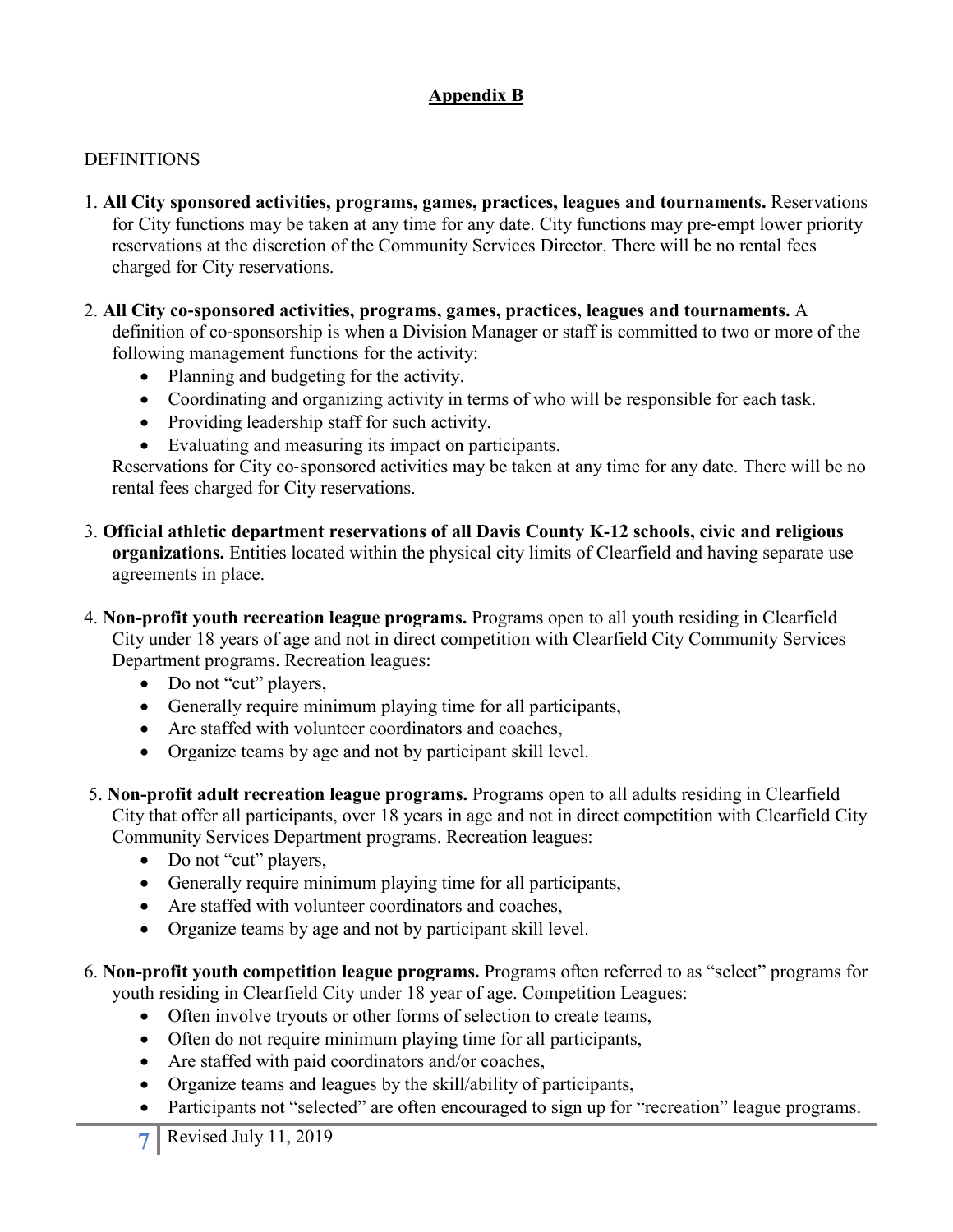# Appendix B

DEFINITIONS

1. **All City sponsored activities, programs, games, practices, leagues and tournaments.** Reservations for City functions may be taken at any time for any date. City functions may pre-empt lower priority reservations at the discretion of the Community Services Director. There will be no rental fees charged for City reservations.

2. **All City co-sponsored activities, programs, games, practices, leagues and tournaments.** A definition of co-sponsorship is when a Division Manager or staff is committed to two or more of the following management functions for the activity:
   - Planning and budgeting for the activity.
   - Coordinating and organizing activity in terms of who will be responsible for each task.
   - Providing leadership staff for such activity.
   - Evaluating and measuring its impact on participants.

   Reservations for City co-sponsored activities may be taken at any time for any date. There will be no rental fees charged for City reservations.

3. **Official athletic department reservations of all Davis County K-12 schools, civic and religious organizations.** Entities located within the physical city limits of Clearfield and having separate use agreements in place.

4. **Non-profit youth recreation league programs.** Programs open to all youth residing in Clearfield City under 18 years of age and not in direct competition with Clearfield City Community Services Department programs. Recreation leagues:
   - Do not "cut" players,
   - Generally require minimum playing time for all participants,
   - Are staffed with volunteer coordinators and coaches,
   - Organize teams by age and not by participant skill level.

5. **Non-profit adult recreation league programs.** Programs open to all adults residing in Clearfield City that offer all participants, over 18 years in age and not in direct competition with Clearfield City Community Services Department programs. Recreation leagues:
   - Do not "cut" players,
   - Generally require minimum playing time for all participants,
   - Are staffed with volunteer coordinators and coaches,
   - Organize teams by age and not by participant skill level.

6. **Non-profit youth competition league programs.** Programs often referred to as "select" programs for youth residing in Clearfield City under 18 year of age. Competition Leagues:
   - Often involve tryouts or other forms of selection to create teams,
   - Often do not require minimum playing time for all participants,
   - Are staffed with paid coordinators and/or coaches,
   - Organize teams and leagues by the skill/ability of participants,
   - Participants not "selected" are often encouraged to sign up for "recreation" league programs.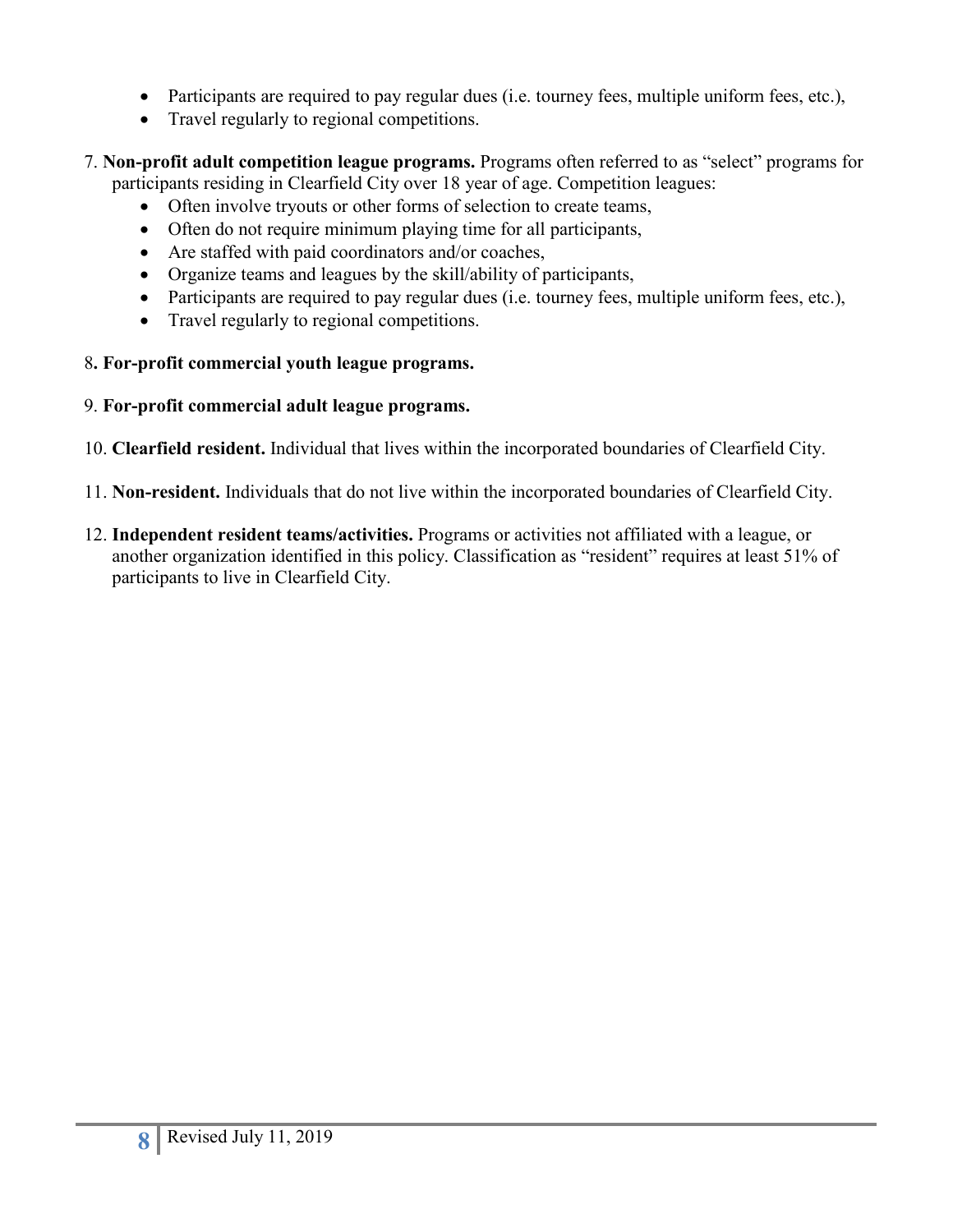- Participants are required to pay regular dues (i.e. tourney fees, multiple uniform fees, etc.),
- Travel regularly to regional competitions.

7. **Non-profit adult competition league programs.** Programs often referred to as "select" programs for participants residing in Clearfield City over 18 year of age. Competition leagues:
   - Often involve tryouts or other forms of selection to create teams,
   - Often do not require minimum playing time for all participants,
   - Are staffed with paid coordinators and/or coaches,
   - Organize teams and leagues by the skill/ability of participants,
   - Participants are required to pay regular dues (i.e. tourney fees, multiple uniform fees, etc.),
   - Travel regularly to regional competitions.

8. **For-profit commercial youth league programs.**

9. **For-profit commercial adult league programs.**

10. **Clearfield resident.** Individual that lives within the incorporated boundaries of Clearfield City.

11. **Non-resident.** Individuals that do not live within the incorporated boundaries of Clearfield City.

12. **Independent resident teams/activities.** Programs or activities not affiliated with a league, or another organization identified in this policy. Classification as "resident" requires at least 51% of participants to live in Clearfield City.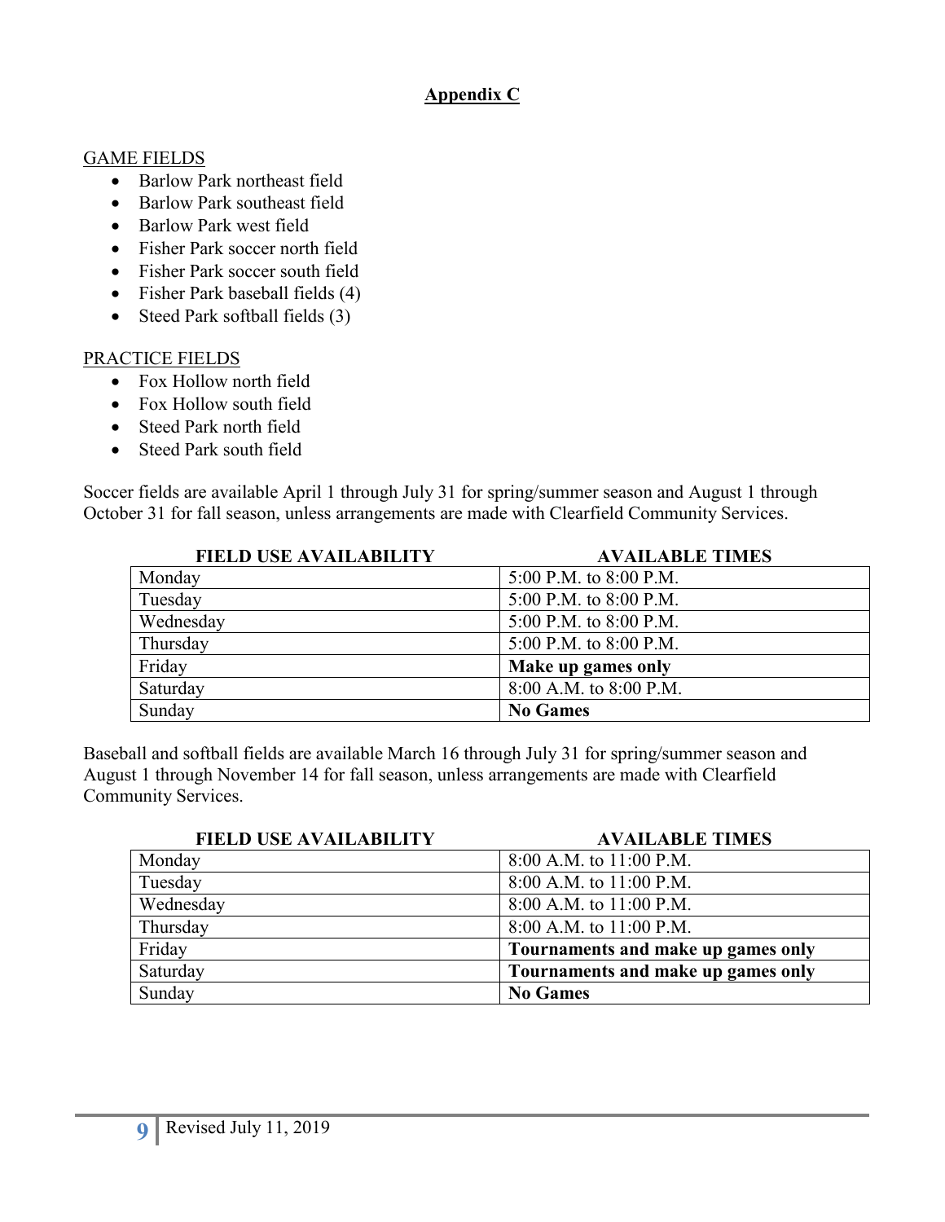# Appendix C

GAME FIELDS

- Barlow Park northeast field
- Barlow Park southeast field
- Barlow Park west field
- Fisher Park soccer north field
- Fisher Park soccer south field
- Fisher Park baseball fields (4)
- Steed Park softball fields (3)

PRACTICE FIELDS

- Fox Hollow north field
- Fox Hollow south field
- Steed Park north field
- Steed Park south field

Soccer fields are available April 1 through July 31 for spring/summer season and August 1 through October 31 for fall season, unless arrangements are made with Clearfield Community Services.

| FIELD USE AVAILABILITY | AVAILABLE TIMES |
|---|---|
| Monday | 5:00 P.M. to 8:00 P.M. |
| Tuesday | 5:00 P.M. to 8:00 P.M. |
| Wednesday | 5:00 P.M. to 8:00 P.M. |
| Thursday | 5:00 P.M. to 8:00 P.M. |
| Friday | **Make up games only** |
| Saturday | 8:00 A.M. to 8:00 P.M. |
| Sunday | **No Games** |

Baseball and softball fields are available March 16 through July 31 for spring/summer season and August 1 through November 14 for fall season, unless arrangements are made with Clearfield Community Services.

| FIELD USE AVAILABILITY | AVAILABLE TIMES |
|---|---|
| Monday | 8:00 A.M. to 11:00 P.M. |
| Tuesday | 8:00 A.M. to 11:00 P.M. |
| Wednesday | 8:00 A.M. to 11:00 P.M. |
| Thursday | 8:00 A.M. to 11:00 P.M. |
| Friday | **Tournaments and make up games only** |
| Saturday | **Tournaments and make up games only** |
| Sunday | **No Games** |